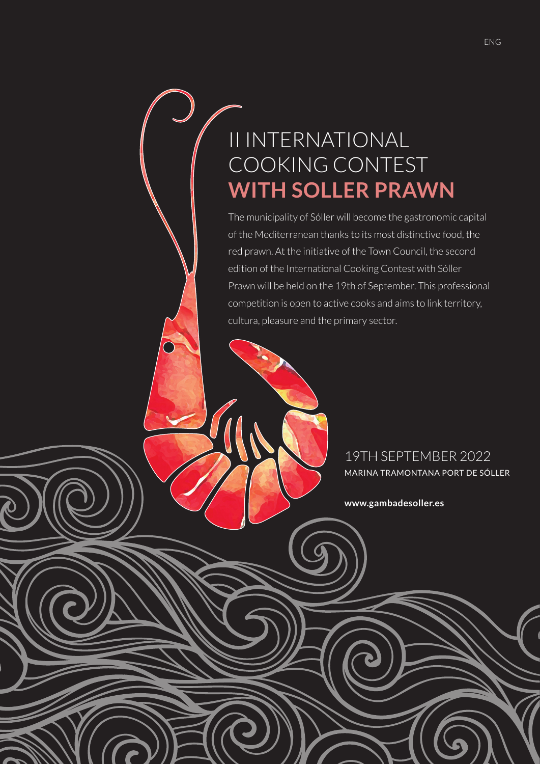ENG

# II INTERNATIONAL COOKING CONTEST **WITH SOLLER PRAWN**

The municipality of Sóller will become the gastronomic capital of the Mediterranean thanks to its most distinctive food, the red prawn. At the initiative of the Town Council, the second edition of the International Cooking Contest with Sóller Prawn will be held on the 19th of September. This professional competition is open to active cooks and aims to link territory, cultura, pleasure and the primary sector.

19TH SEPTEMBER 2022
MARINA TRAMONTANA PORT DE SÓLLER

**www.gambadesoller.es**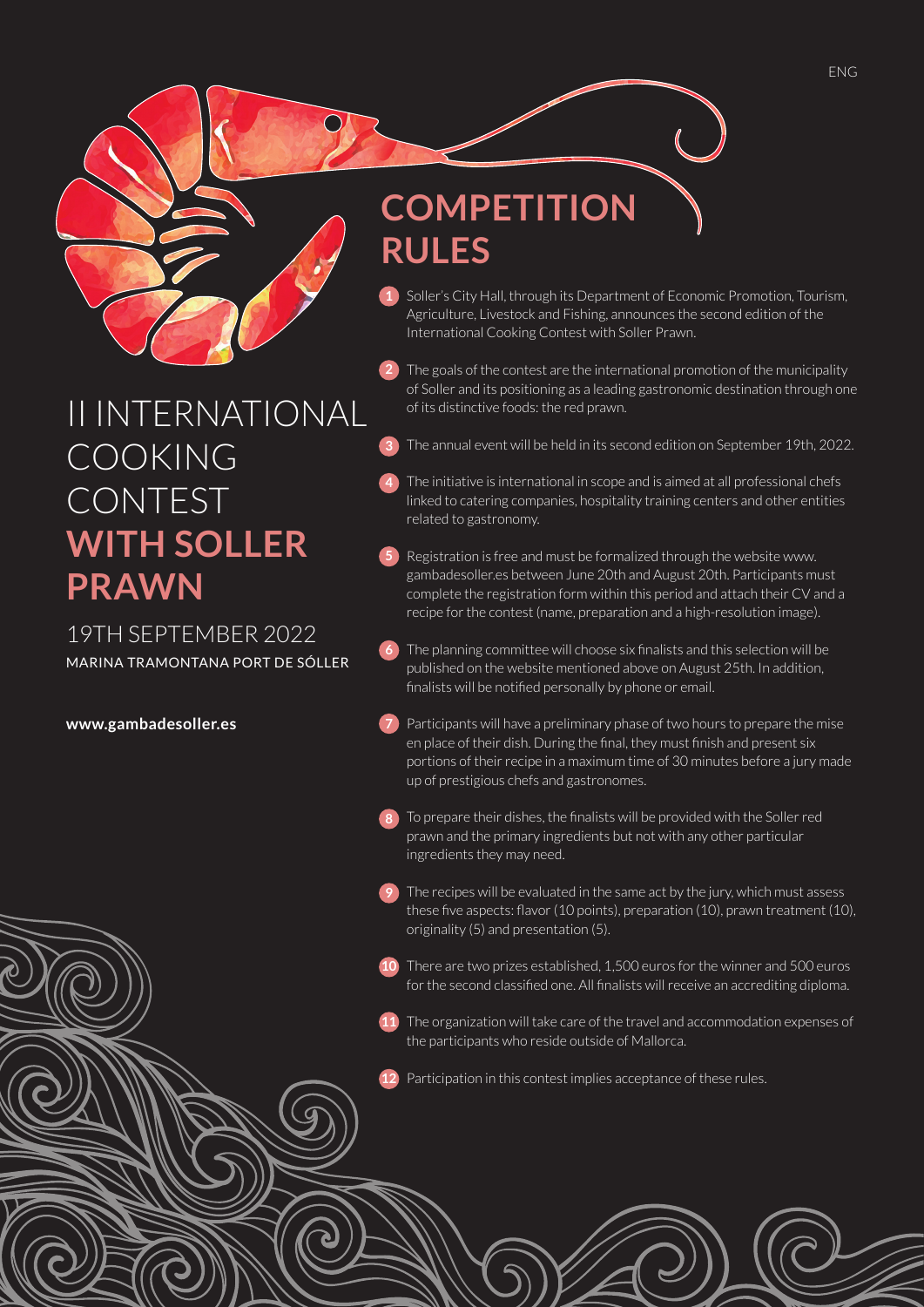ENG

# II INTERNATIONAL COOKING CONTEST **WITH SOLLER PRAWN**

19TH SEPTEMBER 2022

MARINA TRAMONTANA PORT DE SÓLLER

**www.gambadesoller.es**

# COMPETITION RULES

1. Soller's City Hall, through its Department of Economic Promotion, Tourism, Agriculture, Livestock and Fishing, announces the second edition of the International Cooking Contest with Soller Prawn.
2. The goals of the contest are the international promotion of the municipality of Soller and its positioning as a leading gastronomic destination through one of its distinctive foods: the red prawn.
3. The annual event will be held in its second edition on September 19th, 2022.
4. The initiative is international in scope and is aimed at all professional chefs linked to catering companies, hospitality training centers and other entities related to gastronomy.
5. Registration is free and must be formalized through the website www.gambadesoller.es between June 20th and August 20th. Participants must complete the registration form within this period and attach their CV and a recipe for the contest (name, preparation and a high-resolution image).
6. The planning committee will choose six finalists and this selection will be published on the website mentioned above on August 25th. In addition, finalists will be notified personally by phone or email.
7. Participants will have a preliminary phase of two hours to prepare the mise en place of their dish. During the final, they must finish and present six portions of their recipe in a maximum time of 30 minutes before a jury made up of prestigious chefs and gastronomes.
8. To prepare their dishes, the finalists will be provided with the Soller red prawn and the primary ingredients but not with any other particular ingredients they may need.
9. The recipes will be evaluated in the same act by the jury, which must assess these five aspects: flavor (10 points), preparation (10), prawn treatment (10), originality (5) and presentation (5).
10. There are two prizes established, 1,500 euros for the winner and 500 euros for the second classified one. All finalists will receive an accrediting diploma.
11. The organization will take care of the travel and accommodation expenses of the participants who reside outside of Mallorca.
12. Participation in this contest implies acceptance of these rules.